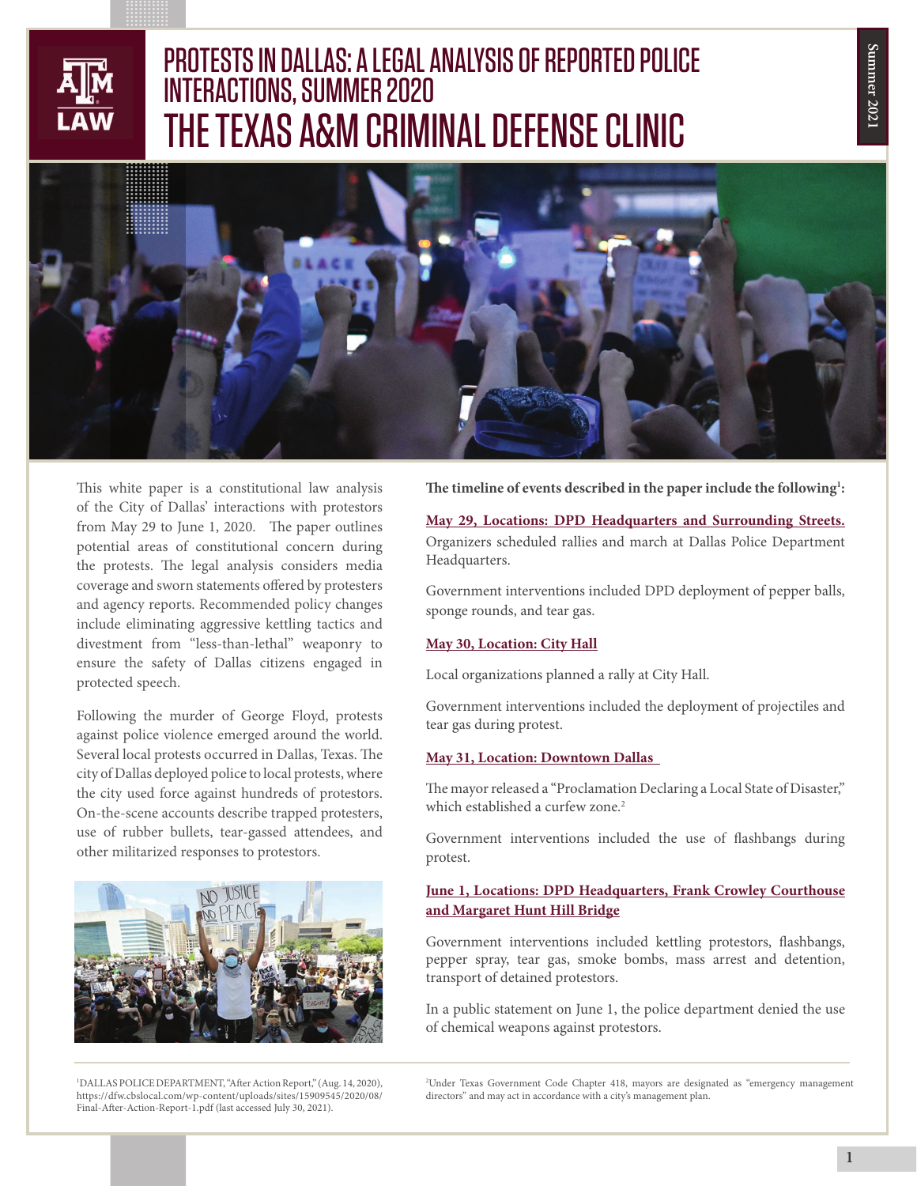# PROTESTS IN DALLAS: A LEGAL ANALYSIS OF REPORTED POLICE INTERACTIONS, SUMMER 2020

# THE TEXAS A&M CRIMINAL DEFENSE CLINIC

Summer 2021

This white paper is a constitutional law analysis of the City of Dallas' interactions with protestors from May 29 to June 1, 2020. The paper outlines potential areas of constitutional concern during the protests. The legal analysis considers media coverage and sworn statements offered by protesters and agency reports. Recommended policy changes include eliminating aggressive kettling tactics and divestment from "less-than-lethal" weaponry to ensure the safety of Dallas citizens engaged in protected speech.

Following the murder of George Floyd, protests against police violence emerged around the world. Several local protests occurred in Dallas, Texas. The city of Dallas deployed police to local protests, where the city used force against hundreds of protestors. On-the-scene accounts describe trapped protesters, use of rubber bullets, tear-gassed attendees, and other militarized responses to protestors.

**The timeline of events described in the paper include the following[1]:**

**May 29, Locations: DPD Headquarters and Surrounding Streets.**

Organizers scheduled rallies and march at Dallas Police Department Headquarters.

Government interventions included DPD deployment of pepper balls, sponge rounds, and tear gas.

**May 30, Location: City Hall**

Local organizations planned a rally at City Hall.

Government interventions included the deployment of projectiles and tear gas during protest.

**May 31, Location: Downtown Dallas**

The mayor released a "Proclamation Declaring a Local State of Disaster," which established a curfew zone.[2]

Government interventions included the use of flashbangs during protest.

**June 1, Locations: DPD Headquarters, Frank Crowley Courthouse and Margaret Hunt Hill Bridge**

Government interventions included kettling protestors, flashbangs, pepper spray, tear gas, smoke bombs, mass arrest and detention, transport of detained protestors.

In a public statement on June 1, the police department denied the use of chemical weapons against protestors.

---

[1] DALLAS POLICE DEPARTMENT, "After Action Report," (Aug. 14, 2020), https://dfw.cbslocal.com/wp-content/uploads/sites/15909545/2020/08/Final-After-Action-Report-1.pdf (last accessed July 30, 2021).

[2] Under Texas Government Code Chapter 418, mayors are designated as "emergency management directors" and may act in accordance with a city's management plan.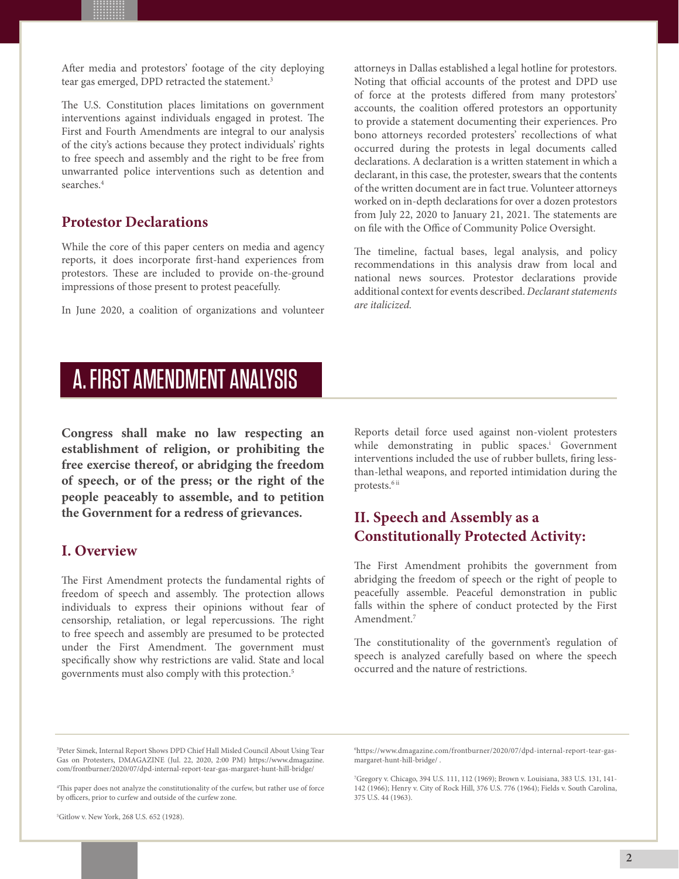After media and protestors' footage of the city deploying tear gas emerged, DPD retracted the statement.[3]

The U.S. Constitution places limitations on government interventions against individuals engaged in protest. The First and Fourth Amendments are integral to our analysis of the city's actions because they protect individuals' rights to free speech and assembly and the right to be free from unwarranted police interventions such as detention and searches.[4]

## Protestor Declarations

While the core of this paper centers on media and agency reports, it does incorporate first-hand experiences from protestors. These are included to provide on-the-ground impressions of those present to protest peacefully.

In June 2020, a coalition of organizations and volunteer attorneys in Dallas established a legal hotline for protestors. Noting that official accounts of the protest and DPD use of force at the protests differed from many protestors' accounts, the coalition offered protestors an opportunity to provide a statement documenting their experiences. Pro bono attorneys recorded protesters' recollections of what occurred during the protests in legal documents called declarations. A declaration is a written statement in which a declarant, in this case, the protester, swears that the contents of the written document are in fact true. Volunteer attorneys worked on in-depth declarations for over a dozen protestors from July 22, 2020 to January 21, 2021. The statements are on file with the Office of Community Police Oversight.

The timeline, factual bases, legal analysis, and policy recommendations in this analysis draw from local and national news sources. Protestor declarations provide additional context for events described. *Declarant statements are italicized.*

# A. FIRST AMENDMENT ANALYSIS

**Congress shall make no law respecting an establishment of religion, or prohibiting the free exercise thereof, or abridging the freedom of speech, or of the press; or the right of the people peaceably to assemble, and to petition the Government for a redress of grievances.**

## I. Overview

The First Amendment protects the fundamental rights of freedom of speech and assembly. The protection allows individuals to express their opinions without fear of censorship, retaliation, or legal repercussions. The right to free speech and assembly are presumed to be protected under the First Amendment. The government must specifically show why restrictions are valid. State and local governments must also comply with this protection.[5]

Reports detail force used against non-violent protesters while demonstrating in public spaces.[i] Government interventions included the use of rubber bullets, firing less-than-lethal weapons, and reported intimidation during the protests.[6][ii]

## II. Speech and Assembly as a Constitutionally Protected Activity:

The First Amendment prohibits the government from abridging the freedom of speech or the right of people to peacefully assemble. Peaceful demonstration in public falls within the sphere of conduct protected by the First Amendment.[7]

The constitutionality of the government's regulation of speech is analyzed carefully based on where the speech occurred and the nature of restrictions.

---

[3] Peter Simek, Internal Report Shows DPD Chief Hall Misled Council About Using Tear Gas on Protesters, DMAGAZINE (Jul. 22, 2020, 2:00 PM) https://www.dmagazine.com/frontburner/2020/07/dpd-internal-report-tear-gas-margaret-hunt-hill-bridge/

[4] This paper does not analyze the constitutionality of the curfew, but rather use of force by officers, prior to curfew and outside of the curfew zone.

[5] Gitlow v. New York, 268 U.S. 652 (1928).

[6] https://www.dmagazine.com/frontburner/2020/07/dpd-internal-report-tear-gas-margaret-hunt-hill-bridge/ .

[7] Gregory v. Chicago, 394 U.S. 111, 112 (1969); Brown v. Louisiana, 383 U.S. 131, 141-142 (1966); Henry v. City of Rock Hill, 376 U.S. 776 (1964); Fields v. South Carolina, 375 U.S. 44 (1963).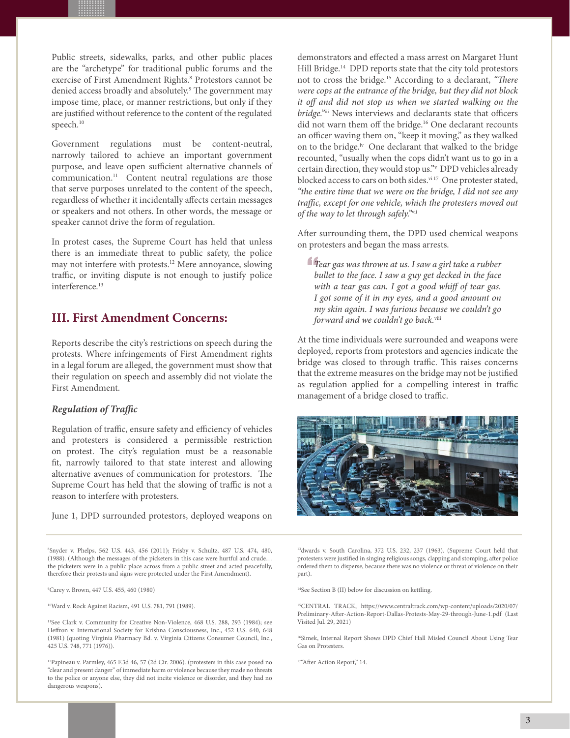Public streets, sidewalks, parks, and other public places are the "archetype" for traditional public forums and the exercise of First Amendment Rights.[8] Protestors cannot be denied access broadly and absolutely.[9] The government may impose time, place, or manner restrictions, but only if they are justified without reference to the content of the regulated speech.[10]

Government regulations must be content-neutral, narrowly tailored to achieve an important government purpose, and leave open sufficient alternative channels of communication.[11] Content neutral regulations are those that serve purposes unrelated to the content of the speech, regardless of whether it incidentally affects certain messages or speakers and not others. In other words, the message or speaker cannot drive the form of regulation.

In protest cases, the Supreme Court has held that unless there is an immediate threat to public safety, the police may not interfere with protests.[12] Mere annoyance, slowing traffic, or inviting dispute is not enough to justify police interference.[13]

## III. First Amendment Concerns:

Reports describe the city's restrictions on speech during the protests. Where infringements of First Amendment rights in a legal forum are alleged, the government must show that their regulation on speech and assembly did not violate the First Amendment.

### *Regulation of Traffic*

Regulation of traffic, ensure safety and efficiency of vehicles and protesters is considered a permissible restriction on protest. The city's regulation must be a reasonable fit, narrowly tailored to that state interest and allowing alternative avenues of communication for protestors. The Supreme Court has held that the slowing of traffic is not a reason to interfere with protesters.

June 1, DPD surrounded protestors, deployed weapons on demonstrators and effected a mass arrest on Margaret Hunt Hill Bridge.[14] DPD reports state that the city told protestors not to cross the bridge.[15] According to a declarant, *"There were cops at the entrance of the bridge, but they did not block it off and did not stop us when we started walking on the bridge."*[iii] News interviews and declarants state that officers did not warn them off the bridge.[16] One declarant recounts an officer waving them on, "keep it moving," as they walked on to the bridge.[iv] One declarant that walked to the bridge recounted, "usually when the cops didn't want us to go in a certain direction, they would stop us."[v] DPD vehicles already blocked access to cars on both sides.[vi][17] One protester stated, *"the entire time that we were on the bridge, I did not see any traffic, except for one vehicle, which the protesters moved out of the way to let through safely."*[vii]

After surrounding them, the DPD used chemical weapons on protesters and began the mass arrests.

> *"Tear gas was thrown at us. I saw a girl take a rubber bullet to the face. I saw a guy get decked in the face with a tear gas can. I got a good whiff of tear gas. I got some of it in my eyes, and a good amount on my skin again. I was furious because we couldn't go forward and we couldn't go back.*[viii]

At the time individuals were surrounded and weapons were deployed, reports from protestors and agencies indicate the bridge was closed to through traffic. This raises concerns that the extreme measures on the bridge may not be justified as regulation applied for a compelling interest in traffic management of a bridge closed to traffic.

---

[8]Snyder v. Phelps, 562 U.S. 443, 456 (2011); Frisby v. Schultz, 487 U.S. 474, 480, (1988). (Although the messages of the picketers in this case were hurtful and crude… the picketers were in a public place across from a public street and acted peacefully, therefore their protests and signs were protected under the First Amendment).

[9]Carey v. Brown, 447 U.S. 455, 460 (1980)

[10]Ward v. Rock Against Racism, 491 U.S. 781, 791 (1989).

[11]See Clark v. Community for Creative Non-Violence, 468 U.S. 288, 293 (1984); see Heffron v. International Society for Krishna Consciousness, Inc., 452 U.S. 640, 648 (1981) (quoting Virginia Pharmacy Bd. v. Virginia Citizens Consumer Council, Inc., 425 U.S. 748, 771 (1976)).

[12]Papineau v. Parmley, 465 F.3d 46, 57 (2d Cir. 2006). (protesters in this case posed no "clear and present danger" of immediate harm or violence because they made no threats to the police or anyone else, they did not incite violence or disorder, and they had no dangerous weapons).

[13]dwards v. South Carolina, 372 U.S. 232, 237 (1963). (Supreme Court held that protesters were justified in singing religious songs, clapping and stomping, after police ordered them to disperse, because there was no violence or threat of violence on their part).

[14]See Section B (II) below for discussion on kettling.

[15]CENTRAL TRACK, https://www.centraltrack.com/wp-content/uploads/2020/07/Preliminary-After-Action-Report-Dallas-Protests-May-29-through-June-1.pdf (Last Visited Jul. 29, 2021)

[16]Simek, Internal Report Shows DPD Chief Hall Misled Council About Using Tear Gas on Protesters.

[17]"After Action Report," 14.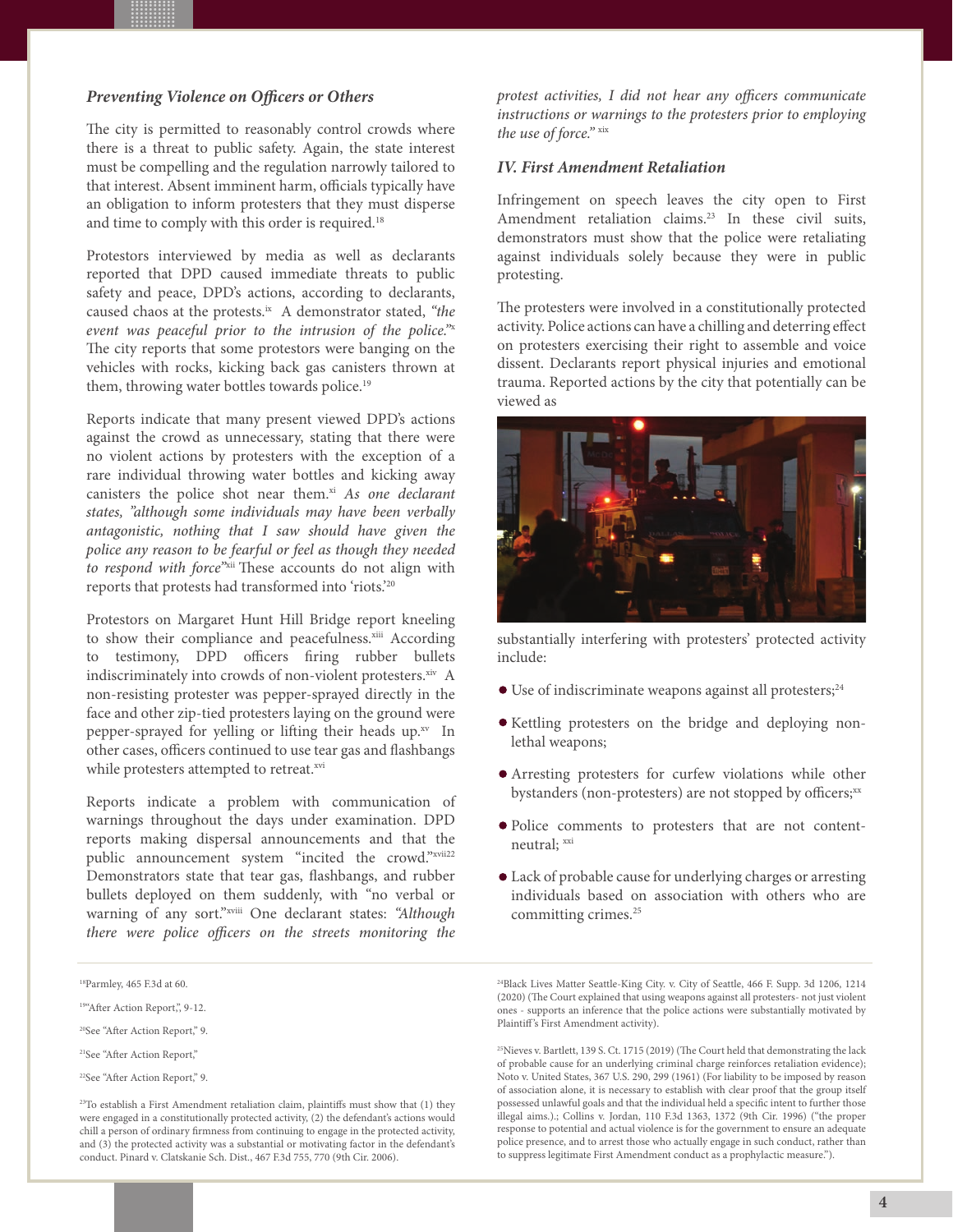### *Preventing Violence on Officers or Others*

The city is permitted to reasonably control crowds where there is a threat to public safety. Again, the state interest must be compelling and the regulation narrowly tailored to that interest. Absent imminent harm, officials typically have an obligation to inform protesters that they must disperse and time to comply with this order is required.[18]

Protestors interviewed by media as well as declarants reported that DPD caused immediate threats to public safety and peace, DPD's actions, according to declarants, caused chaos at the protests.[ix] A demonstrator stated, *"the event was peaceful prior to the intrusion of the police."*[x] The city reports that some protestors were banging on the vehicles with rocks, kicking back gas canisters thrown at them, throwing water bottles towards police.[19]

Reports indicate that many present viewed DPD's actions against the crowd as unnecessary, stating that there were no violent actions by protesters with the exception of a rare individual throwing water bottles and kicking away canisters the police shot near them.[xi] *As one declarant states, "although some individuals may have been verbally antagonistic, nothing that I saw should have given the police any reason to be fearful or feel as though they needed to respond with force"*[xii] These accounts do not align with reports that protests had transformed into 'riots.'[20]

Protestors on Margaret Hunt Hill Bridge report kneeling to show their compliance and peacefulness.[xiii] According to testimony, DPD officers firing rubber bullets indiscriminately into crowds of non-violent protesters.[xiv] A non-resisting protester was pepper-sprayed directly in the face and other zip-tied protesters laying on the ground were pepper-sprayed for yelling or lifting their heads up.[xv] In other cases, officers continued to use tear gas and flashbangs while protesters attempted to retreat.[xvi]

Reports indicate a problem with communication of warnings throughout the days under examination. DPD reports making dispersal announcements and that the public announcement system "incited the crowd."[xvii22] Demonstrators state that tear gas, flashbangs, and rubber bullets deployed on them suddenly, with "no verbal or warning of any sort."[xviii] One declarant states: *"Although there were police officers on the streets monitoring the protest activities, I did not hear any officers communicate instructions or warnings to the protesters prior to employing the use of force."*[xix]

### *IV. First Amendment Retaliation*

Infringement on speech leaves the city open to First Amendment retaliation claims.[23] In these civil suits, demonstrators must show that the police were retaliating against individuals solely because they were in public protesting.

The protesters were involved in a constitutionally protected activity. Police actions can have a chilling and deterring effect on protesters exercising their right to assemble and voice dissent. Declarants report physical injuries and emotional trauma. Reported actions by the city that potentially can be viewed as substantially interfering with protesters' protected activity include:

- Use of indiscriminate weapons against all protesters;[24]
- Kettling protesters on the bridge and deploying non-lethal weapons;
- Arresting protesters for curfew violations while other bystanders (non-protesters) are not stopped by officers;[xx]
- Police comments to protesters that are not content-neutral;[xxi]
- Lack of probable cause for underlying charges or arresting individuals based on association with others who are committing crimes.[25]

---

[18] Parmley, 465 F.3d at 60.

[19] "After Action Report,", 9-12.

[20] See "After Action Report," 9.

[21] See "After Action Report,"

[22] See "After Action Report," 9.

[23] To establish a First Amendment retaliation claim, plaintiffs must show that (1) they were engaged in a constitutionally protected activity, (2) the defendant's actions would chill a person of ordinary firmness from continuing to engage in the protected activity, and (3) the protected activity was a substantial or motivating factor in the defendant's conduct. Pinard v. Clatskanie Sch. Dist., 467 F.3d 755, 770 (9th Cir. 2006).

[24] Black Lives Matter Seattle-King City. v. City of Seattle, 466 F. Supp. 3d 1206, 1214 (2020) (The Court explained that using weapons against all protesters- not just violent ones - supports an inference that the police actions were substantially motivated by Plaintiff's First Amendment activity).

[25] Nieves v. Bartlett, 139 S. Ct. 1715 (2019) (The Court held that demonstrating the lack of probable cause for an underlying criminal charge reinforces retaliation evidence); Noto v. United States, 367 U.S. 290, 299 (1961) (For liability to be imposed by reason of association alone, it is necessary to establish with clear proof that the group itself possessed unlawful goals and that the individual held a specific intent to further those illegal aims.).; Collins v. Jordan, 110 F.3d 1363, 1372 (9th Cir. 1996) ("the proper response to potential and actual violence is for the government to ensure an adequate police presence, and to arrest those who actually engage in such conduct, rather than to suppress legitimate First Amendment conduct as a prophylactic measure.").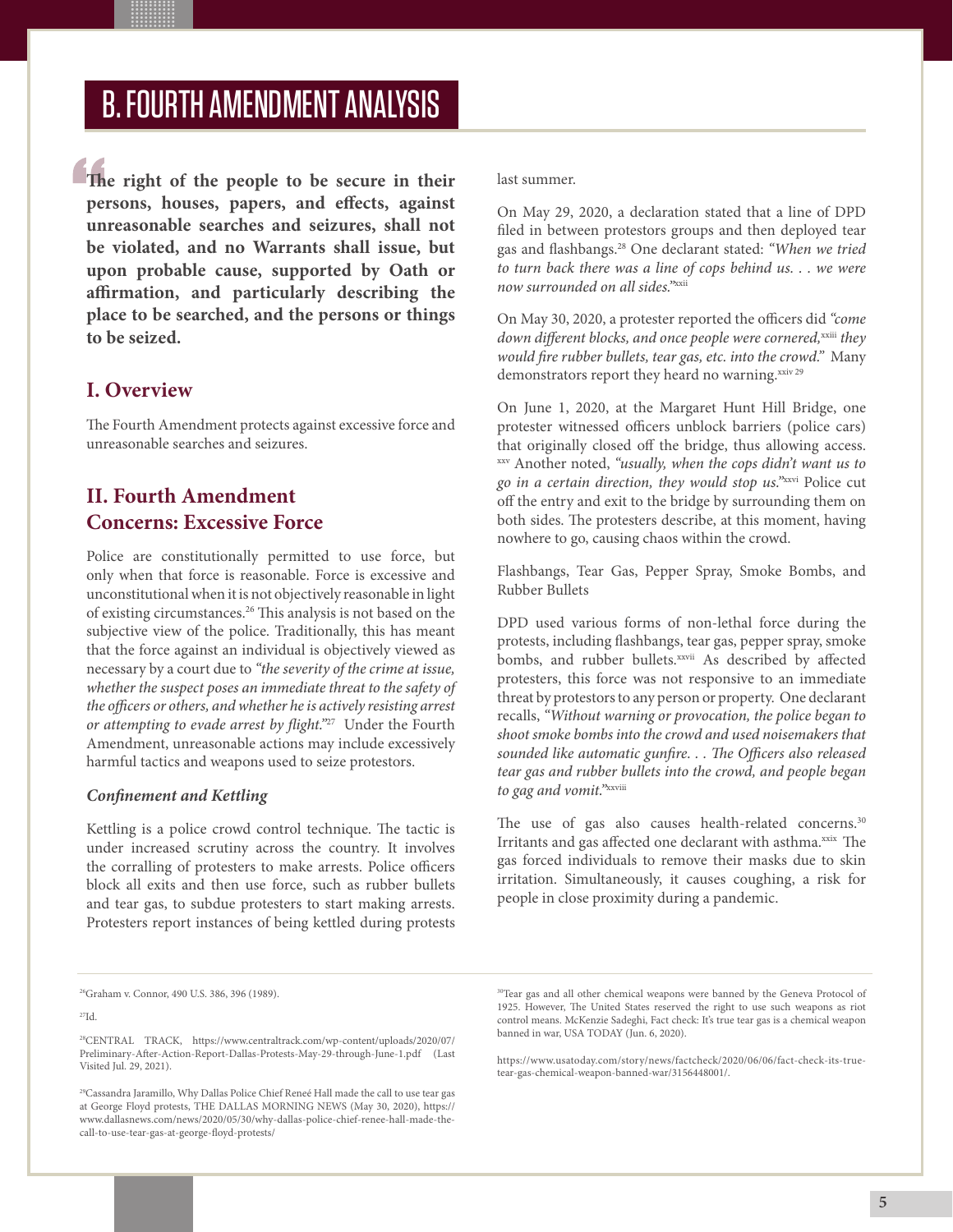# B. FOURTH AMENDMENT ANALYSIS

> **The right of the people to be secure in their persons, houses, papers, and effects, against unreasonable searches and seizures, shall not be violated, and no Warrants shall issue, but upon probable cause, supported by Oath or affirmation, and particularly describing the place to be searched, and the persons or things to be seized.**

## I. Overview

The Fourth Amendment protects against excessive force and unreasonable searches and seizures.

## II. Fourth Amendment Concerns: Excessive Force

Police are constitutionally permitted to use force, but only when that force is reasonable. Force is excessive and unconstitutional when it is not objectively reasonable in light of existing circumstances.[26] This analysis is not based on the subjective view of the police. Traditionally, this has meant that the force against an individual is objectively viewed as necessary by a court due to *"the severity of the crime at issue, whether the suspect poses an immediate threat to the safety of the officers or others, and whether he is actively resisting arrest or attempting to evade arrest by flight."*[27] Under the Fourth Amendment, unreasonable actions may include excessively harmful tactics and weapons used to seize protestors.

### *Confinement and Kettling*

Kettling is a police crowd control technique. The tactic is under increased scrutiny across the country. It involves the corralling of protesters to make arrests. Police officers block all exits and then use force, such as rubber bullets and tear gas, to subdue protesters to start making arrests. Protesters report instances of being kettled during protests last summer.

On May 29, 2020, a declaration stated that a line of DPD filed in between protestors groups and then deployed tear gas and flashbangs.[28] One declarant stated: *"When we tried to turn back there was a line of cops behind us. . . we were now surrounded on all sides."*[xxii]

On May 30, 2020, a protester reported the officers did *"come down different blocks, and once people were cornered,*[xxiii] *they would fire rubber bullets, tear gas, etc. into the crowd."* Many demonstrators report they heard no warning.[xxiv] [29]

On June 1, 2020, at the Margaret Hunt Hill Bridge, one protester witnessed officers unblock barriers (police cars) that originally closed off the bridge, thus allowing access.[xxv] Another noted, *"usually, when the cops didn't want us to go in a certain direction, they would stop us."*[xxvi] Police cut off the entry and exit to the bridge by surrounding them on both sides. The protesters describe, at this moment, having nowhere to go, causing chaos within the crowd.

Flashbangs, Tear Gas, Pepper Spray, Smoke Bombs, and Rubber Bullets

DPD used various forms of non-lethal force during the protests, including flashbangs, tear gas, pepper spray, smoke bombs, and rubber bullets.[xxvii] As described by affected protesters, this force was not responsive to an immediate threat by protestors to any person or property. One declarant recalls, *"Without warning or provocation, the police began to shoot smoke bombs into the crowd and used noisemakers that sounded like automatic gunfire. . . The Officers also released tear gas and rubber bullets into the crowd, and people began to gag and vomit."*[xxviii]

The use of gas also causes health-related concerns.[30] Irritants and gas affected one declarant with asthma.[xxix] The gas forced individuals to remove their masks due to skin irritation. Simultaneously, it causes coughing, a risk for people in close proximity during a pandemic.

---

[26] Graham v. Connor, 490 U.S. 386, 396 (1989).

[27] Id.

[28] CENTRAL TRACK, https://www.centraltrack.com/wp-content/uploads/2020/07/Preliminary-After-Action-Report-Dallas-Protests-May-29-through-June-1.pdf (Last Visited Jul. 29, 2021).

[29] Cassandra Jaramillo, Why Dallas Police Chief Reneé Hall made the call to use tear gas at George Floyd protests, THE DALLAS MORNING NEWS (May 30, 2020), https://www.dallasnews.com/news/2020/05/30/why-dallas-police-chief-renee-hall-made-the-call-to-use-tear-gas-at-george-floyd-protests/

[30] Tear gas and all other chemical weapons were banned by the Geneva Protocol of 1925. However, The United States reserved the right to use such weapons as riot control means. McKenzie Sadeghi, Fact check: It's true tear gas is a chemical weapon banned in war, USA TODAY (Jun. 6, 2020).

https://www.usatoday.com/story/news/factcheck/2020/06/06/fact-check-its-true-tear-gas-chemical-weapon-banned-war/3156448001/.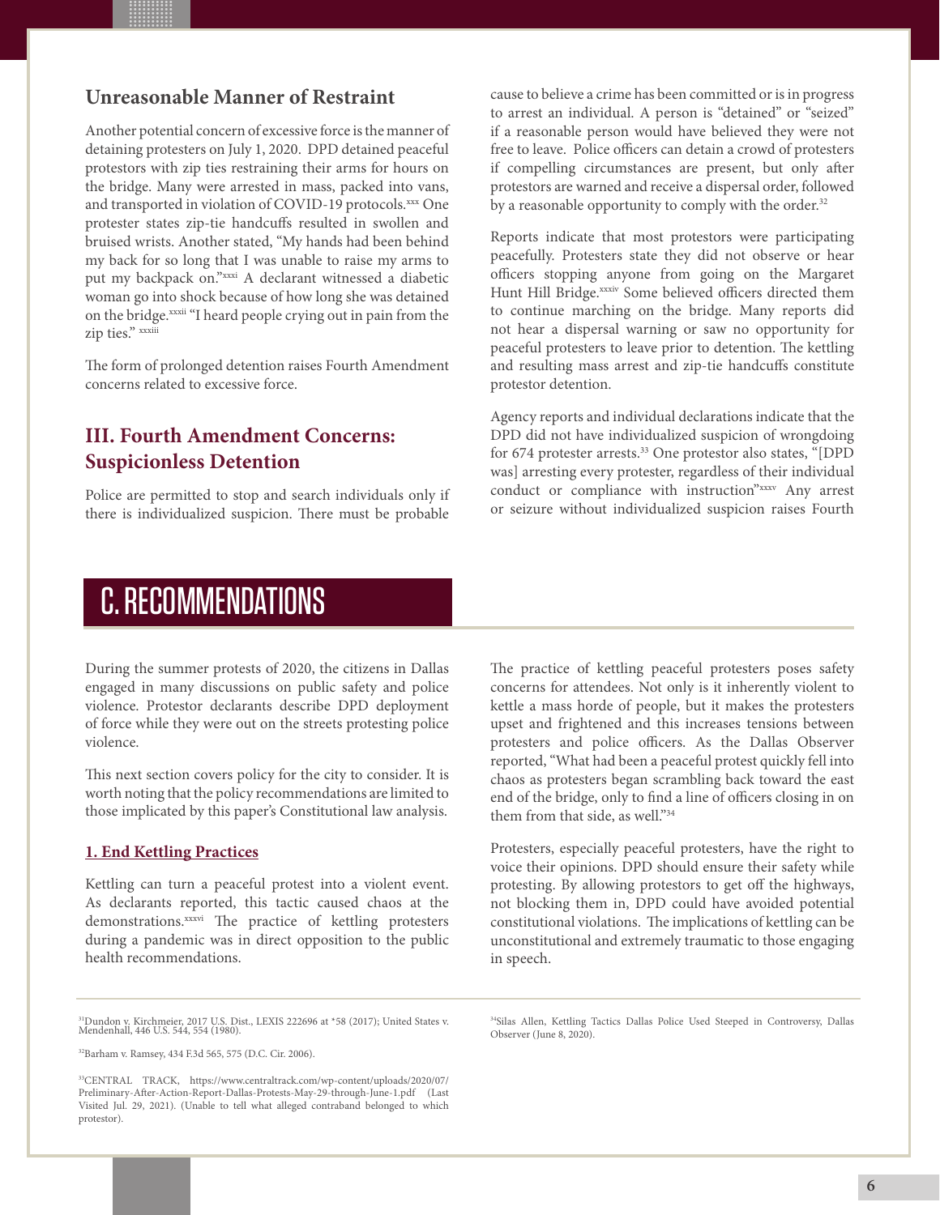### Unreasonable Manner of Restraint

Another potential concern of excessive force is the manner of detaining protesters on July 1, 2020. DPD detained peaceful protestors with zip ties restraining their arms for hours on the bridge. Many were arrested in mass, packed into vans, and transported in violation of COVID-19 protocols.[xxx] One protester states zip-tie handcuffs resulted in swollen and bruised wrists. Another stated, "My hands had been behind my back for so long that I was unable to raise my arms to put my backpack on."[xxxi] A declarant witnessed a diabetic woman go into shock because of how long she was detained on the bridge.[xxxii] "I heard people crying out in pain from the zip ties." [xxxiii]

The form of prolonged detention raises Fourth Amendment concerns related to excessive force.

## III. Fourth Amendment Concerns: Suspicionless Detention

Police are permitted to stop and search individuals only if there is individualized suspicion. There must be probable cause to believe a crime has been committed or is in progress to arrest an individual. A person is "detained" or "seized" if a reasonable person would have believed they were not free to leave. Police officers can detain a crowd of protesters if compelling circumstances are present, but only after protestors are warned and receive a dispersal order, followed by a reasonable opportunity to comply with the order.[32]

Reports indicate that most protestors were participating peacefully. Protesters state they did not observe or hear officers stopping anyone from going on the Margaret Hunt Hill Bridge.[xxxiv] Some believed officers directed them to continue marching on the bridge. Many reports did not hear a dispersal warning or saw no opportunity for peaceful protesters to leave prior to detention. The kettling and resulting mass arrest and zip-tie handcuffs constitute protestor detention.

Agency reports and individual declarations indicate that the DPD did not have individualized suspicion of wrongdoing for 674 protester arrests.[33] One protestor also states, "[DPD was] arresting every protester, regardless of their individual conduct or compliance with instruction"[xxxv] Any arrest or seizure without individualized suspicion raises Fourth

# C. RECOMMENDATIONS

During the summer protests of 2020, the citizens in Dallas engaged in many discussions on public safety and police violence. Protestor declarants describe DPD deployment of force while they were out on the streets protesting police violence.

This next section covers policy for the city to consider. It is worth noting that the policy recommendations are limited to those implicated by this paper's Constitutional law analysis.

### 1. End Kettling Practices

Kettling can turn a peaceful protest into a violent event. As declarants reported, this tactic caused chaos at the demonstrations.[xxxvi] The practice of kettling protesters during a pandemic was in direct opposition to the public health recommendations.

The practice of kettling peaceful protesters poses safety concerns for attendees. Not only is it inherently violent to kettle a mass horde of people, but it makes the protesters upset and frightened and this increases tensions between protesters and police officers. As the Dallas Observer reported, "What had been a peaceful protest quickly fell into chaos as protesters began scrambling back toward the east end of the bridge, only to find a line of officers closing in on them from that side, as well."[34]

Protesters, especially peaceful protesters, have the right to voice their opinions. DPD should ensure their safety while protesting. By allowing protestors to get off the highways, not blocking them in, DPD could have avoided potential constitutional violations. The implications of kettling can be unconstitutional and extremely traumatic to those engaging in speech.

---

[31] Dundon v. Kirchmeier, 2017 U.S. Dist., LEXIS 222696 at *58 (2017); United States v. Mendenhall, 446 U.S. 544, 554 (1980).

[32] Barham v. Ramsey, 434 F.3d 565, 575 (D.C. Cir. 2006).

[33] CENTRAL TRACK, https://www.centraltrack.com/wp-content/uploads/2020/07/Preliminary-After-Action-Report-Dallas-Protests-May-29-through-June-1.pdf (Last Visited Jul. 29, 2021). (Unable to tell what alleged contraband belonged to which protestor).

[34] Silas Allen, Kettling Tactics Dallas Police Used Steeped in Controversy, Dallas Observer (June 8, 2020).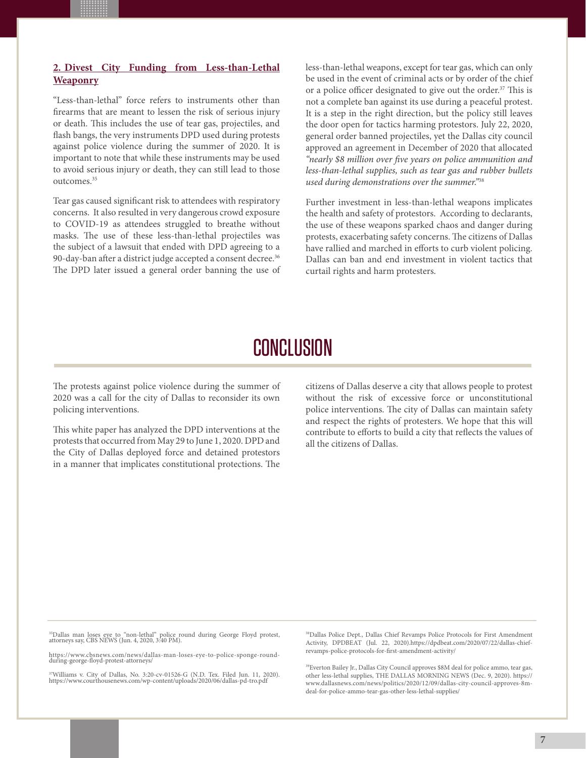**2. Divest City Funding from Less-than-Lethal Weaponry**

"Less-than-lethal" force refers to instruments other than firearms that are meant to lessen the risk of serious injury or death. This includes the use of tear gas, projectiles, and flash bangs, the very instruments DPD used during protests against police violence during the summer of 2020. It is important to note that while these instruments may be used to avoid serious injury or death, they can still lead to those outcomes.[35]

Tear gas caused significant risk to attendees with respiratory concerns. It also resulted in very dangerous crowd exposure to COVID-19 as attendees struggled to breathe without masks. The use of these less-than-lethal projectiles was the subject of a lawsuit that ended with DPD agreeing to a 90-day-ban after a district judge accepted a consent decree.[36] The DPD later issued a general order banning the use of less-than-lethal weapons, except for tear gas, which can only be used in the event of criminal acts or by order of the chief or a police officer designated to give out the order.[37] This is not a complete ban against its use during a peaceful protest. It is a step in the right direction, but the policy still leaves the door open for tactics harming protestors. July 22, 2020, general order banned projectiles, yet the Dallas city council approved an agreement in December of 2020 that allocated *"nearly $8 million over five years on police ammunition and less-than-lethal supplies, such as tear gas and rubber bullets used during demonstrations over the summer."*[38]

Further investment in less-than-lethal weapons implicates the health and safety of protestors. According to declarants, the use of these weapons sparked chaos and danger during protests, exacerbating safety concerns. The citizens of Dallas have rallied and marched in efforts to curb violent policing. Dallas can ban and end investment in violent tactics that curtail rights and harm protesters.

# CONCLUSION

The protests against police violence during the summer of 2020 was a call for the city of Dallas to reconsider its own policing interventions.

This white paper has analyzed the DPD interventions at the protests that occurred from May 29 to June 1, 2020. DPD and the City of Dallas deployed force and detained protestors in a manner that implicates constitutional protections. The citizens of Dallas deserve a city that allows people to protest without the risk of excessive force or unconstitutional police interventions. The city of Dallas can maintain safety and respect the rights of protesters. We hope that this will contribute to efforts to build a city that reflects the values of all the citizens of Dallas.

---

[35]Dallas man loses eye to "non-lethal" police round during George Floyd protest, attorneys say, CBS NEWS (Jun. 4, 2020, 3:40 PM).

https://www.cbsnews.com/news/dallas-man-loses-eye-to-police-sponge-round-during-george-floyd-protest-attorneys/

[37]Williams v. City of Dallas, No. 3:20-cv-01526-G (N.D. Tex. Filed Jun. 11, 2020). https://www.courthousenews.com/wp-content/uploads/2020/06/dallas-pd-tro.pdf

[38]Dallas Police Dept., Dallas Chief Revamps Police Protocols for First Amendment Activity, DPDBEAT (Jul. 22, 2020).https://dpdbeat.com/2020/07/22/dallas-chief-revamps-police-protocols-for-first-amendment-activity/

[39]Everton Bailey Jr., Dallas City Council approves $8M deal for police ammo, tear gas, other less-lethal supplies, THE DALLAS MORNING NEWS (Dec. 9, 2020). https://www.dallasnews.com/news/politics/2020/12/09/dallas-city-council-approves-8m-deal-for-police-ammo-tear-gas-other-less-lethal-supplies/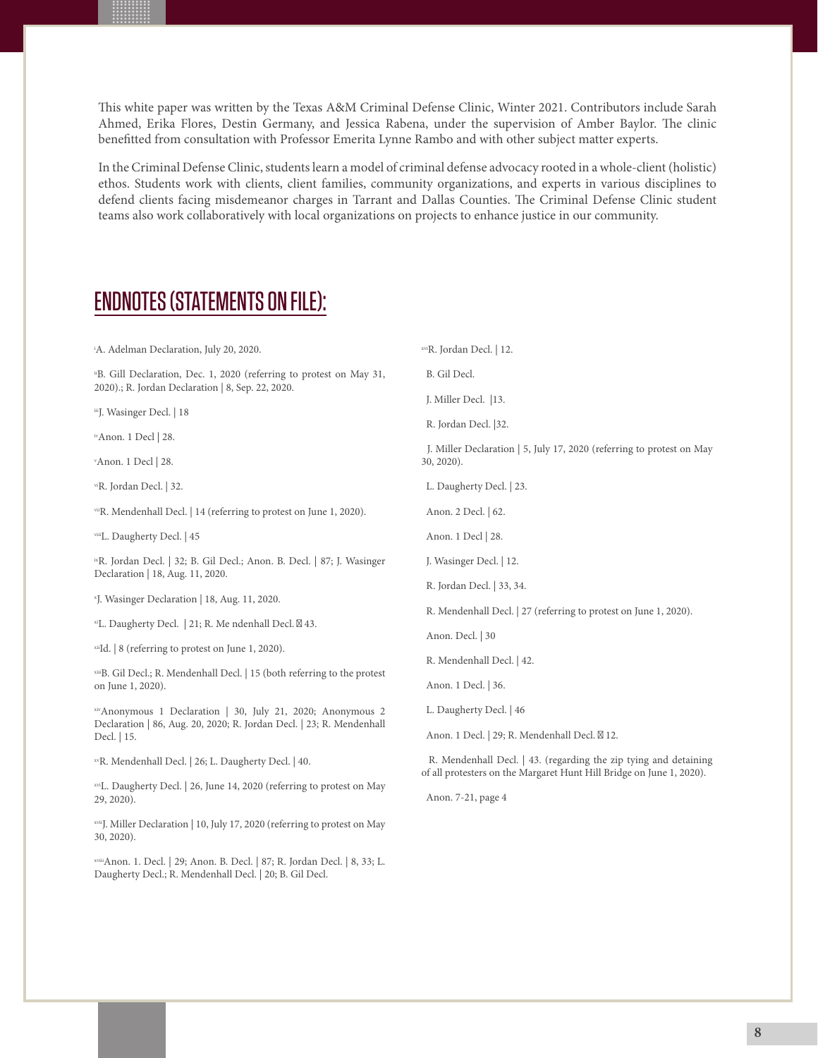This white paper was written by the Texas A&M Criminal Defense Clinic, Winter 2021. Contributors include Sarah Ahmed, Erika Flores, Destin Germany, and Jessica Rabena, under the supervision of Amber Baylor. The clinic benefitted from consultation with Professor Emerita Lynne Rambo and with other subject matter experts.

In the Criminal Defense Clinic, students learn a model of criminal defense advocacy rooted in a whole-client (holistic) ethos. Students work with clients, client families, community organizations, and experts in various disciplines to defend clients facing misdemeanor charges in Tarrant and Dallas Counties. The Criminal Defense Clinic student teams also work collaboratively with local organizations on projects to enhance justice in our community.

## ENDNOTES (STATEMENTS ON FILE):

[i] A. Adelman Declaration, July 20, 2020.

[ii] B. Gill Declaration, Dec. 1, 2020 (referring to protest on May 31, 2020).; R. Jordan Declaration | 8, Sep. 22, 2020.

[iii] J. Wasinger Decl. | 18

[iv] Anon. 1 Decl | 28.

[v] Anon. 1 Decl | 28.

[vi] R. Jordan Decl. | 32.

[vii] R. Mendenhall Decl. | 14 (referring to protest on June 1, 2020).

[viii] L. Daugherty Decl. | 45

[ix] R. Jordan Decl. | 32; B. Gil Decl.; Anon. B. Decl. | 87; J. Wasinger Declaration | 18, Aug. 11, 2020.

[x] J. Wasinger Declaration | 18, Aug. 11, 2020.

[xi] L. Daugherty Decl. | 21; R. Me ndenhall Decl. 43.

[xii] Id. | 8 (referring to protest on June 1, 2020).

[xiii] B. Gil Decl.; R. Mendenhall Decl. | 15 (both referring to the protest on June 1, 2020).

[xiv] Anonymous 1 Declaration | 30, July 21, 2020; Anonymous 2 Declaration | 86, Aug. 20, 2020; R. Jordan Decl. | 23; R. Mendenhall Decl. | 15.

[xv] R. Mendenhall Decl. | 26; L. Daugherty Decl. | 40.

[xvi] L. Daugherty Decl. | 26, June 14, 2020 (referring to protest on May 29, 2020).

[xvii] J. Miller Declaration | 10, July 17, 2020 (referring to protest on May 30, 2020).

[xviii] Anon. 1. Decl. | 29; Anon. B. Decl. | 87; R. Jordan Decl. | 8, 33; L. Daugherty Decl.; R. Mendenhall Decl. | 20; B. Gil Decl.

[xvi] R. Jordan Decl. | 12.

B. Gil Decl.

J. Miller Decl. |13.

R. Jordan Decl. |32.

J. Miller Declaration | 5, July 17, 2020 (referring to protest on May 30, 2020).

L. Daugherty Decl. | 23.

Anon. 2 Decl. | 62.

Anon. 1 Decl | 28.

J. Wasinger Decl. | 12.

R. Jordan Decl. | 33, 34.

R. Mendenhall Decl. | 27 (referring to protest on June 1, 2020).

Anon. Decl. | 30

R. Mendenhall Decl. | 42.

Anon. 1 Decl. | 36.

L. Daugherty Decl. | 46

Anon. 1 Decl. | 29; R. Mendenhall Decl. 12.

R. Mendenhall Decl. | 43. (regarding the zip tying and detaining of all protesters on the Margaret Hunt Hill Bridge on June 1, 2020).

Anon. 7-21, page 4